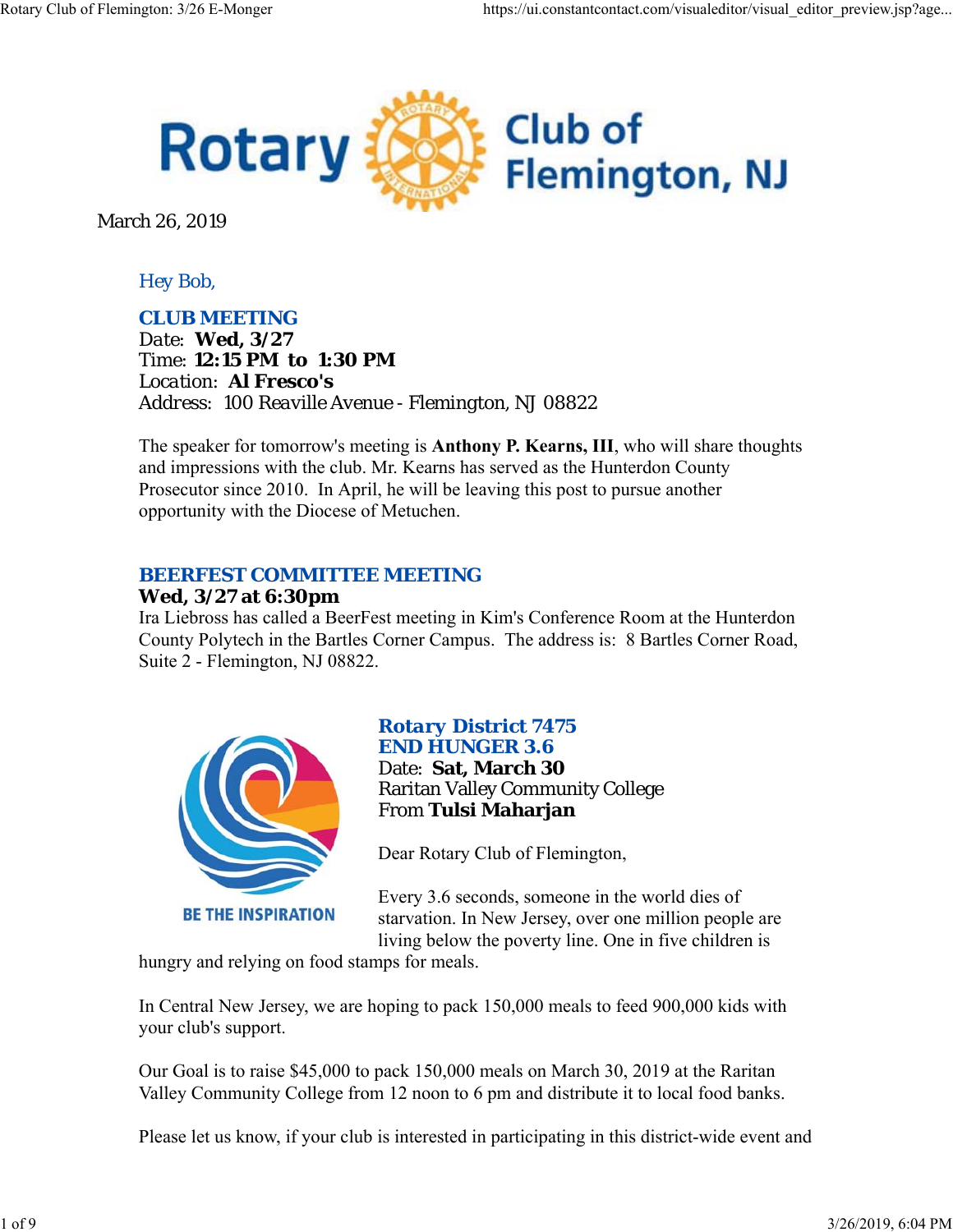March 26, 2019

Hey Bob,

## CLUB MEETING

Date: **Wed, 3/27**
Time: **12:15 PM to 1:30 PM**
Location: **Al Fresco's**
Address: 100 Reaville Avenue - Flemington, NJ 08822

The speaker for tomorrow's meeting is **Anthony P. Kearns, III**, who will share thoughts and impressions with the club. Mr. Kearns has served as the Hunterdon County Prosecutor since 2010. In April, he will be leaving this post to pursue another opportunity with the Diocese of Metuchen.

## BEERFEST COMMITTEE MEETING

**Wed, 3/27 at 6:30pm**
Ira Liebross has called a BeerFest meeting in Kim's Conference Room at the Hunterdon County Polytech in the Bartles Corner Campus. The address is: 8 Bartles Corner Road, Suite 2 - Flemington, NJ 08822.

## Rotary District 7475 END HUNGER 3.6

Date: **Sat, March 30**
Raritan Valley Community College
From **Tulsi Maharjan**

Dear Rotary Club of Flemington,

Every 3.6 seconds, someone in the world dies of starvation. In New Jersey, over one million people are living below the poverty line. One in five children is hungry and relying on food stamps for meals.

In Central New Jersey, we are hoping to pack 150,000 meals to feed 900,000 kids with your club's support.

Our Goal is to raise $45,000 to pack 150,000 meals on March 30, 2019 at the Raritan Valley Community College from 12 noon to 6 pm and distribute it to local food banks.

Please let us know, if your club is interested in participating in this district-wide event and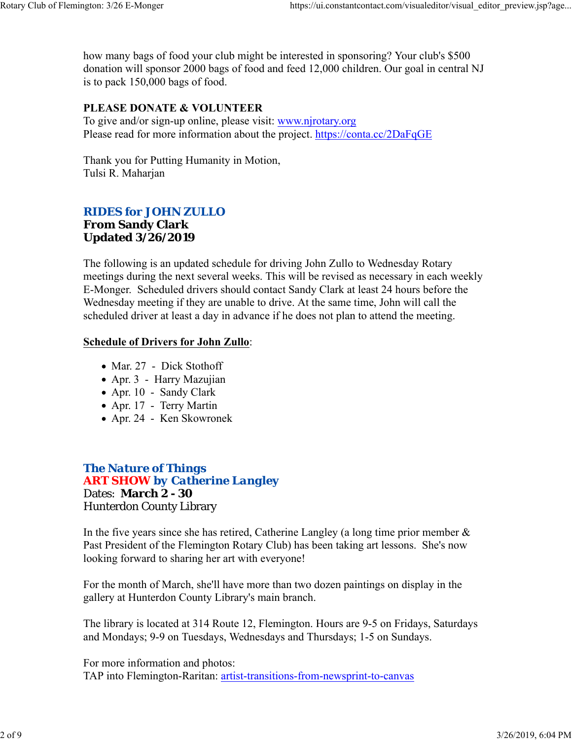how many bags of food your club might be interested in sponsoring? Your club's $500 donation will sponsor 2000 bags of food and feed 12,000 children. Our goal in central NJ is to pack 150,000 bags of food.

**PLEASE DONATE & VOLUNTEER**
To give and/or sign-up online, please visit: www.njrotary.org
Please read for more information about the project. https://conta.cc/2DaFqGE

Thank you for Putting Humanity in Motion,
Tulsi R. Maharjan

## RIDES for JOHN ZULLO
**From Sandy Clark**
**Updated 3/26/2019**

The following is an updated schedule for driving John Zullo to Wednesday Rotary meetings during the next several weeks. This will be revised as necessary in each weekly E-Monger. Scheduled drivers should contact Sandy Clark at least 24 hours before the Wednesday meeting if they are unable to drive. At the same time, John will call the scheduled driver at least a day in advance if he does not plan to attend the meeting.

**Schedule of Drivers for John Zullo**:

- Mar. 27 - Dick Stothoff
- Apr. 3 - Harry Mazujian
- Apr. 10 - Sandy Clark
- Apr. 17 - Terry Martin
- Apr. 24 - Ken Skowronek

## The Nature of Things
## ART SHOW by Catherine Langley
Dates: **March 2 - 30**
Hunterdon County Library

In the five years since she has retired, Catherine Langley (a long time prior member & Past President of the Flemington Rotary Club) has been taking art lessons. She's now looking forward to sharing her art with everyone!

For the month of March, she'll have more than two dozen paintings on display in the gallery at Hunterdon County Library's main branch.

The library is located at 314 Route 12, Flemington. Hours are 9-5 on Fridays, Saturdays and Mondays; 9-9 on Tuesdays, Wednesdays and Thursdays; 1-5 on Sundays.

For more information and photos:
TAP into Flemington-Raritan: artist-transitions-from-newsprint-to-canvas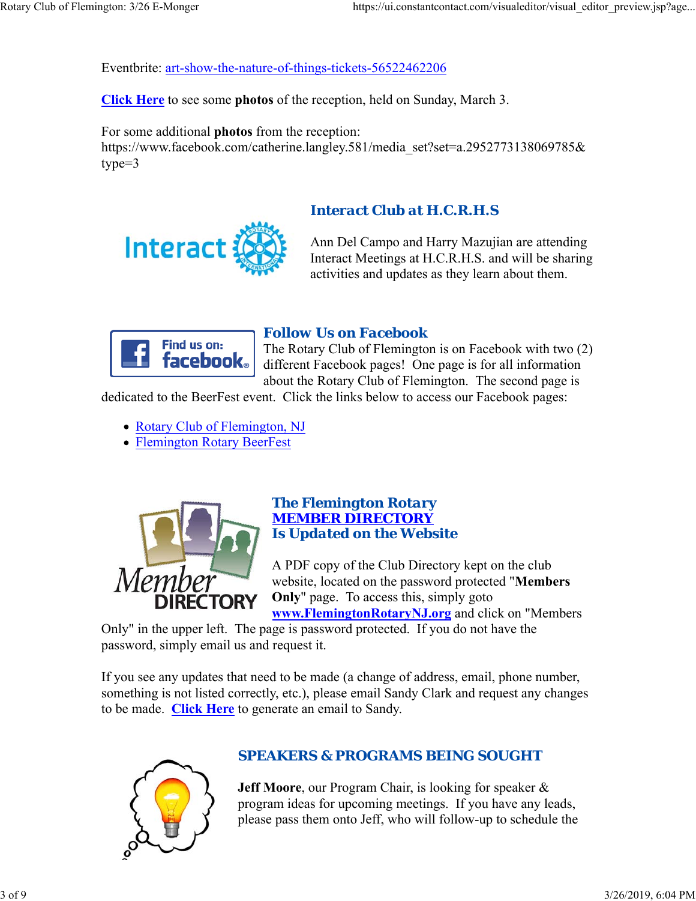Eventbrite: art-show-the-nature-of-things-tickets-56522462206

**Click Here** to see some **photos** of the reception, held on Sunday, March 3.

For some additional **photos** from the reception:
https://www.facebook.com/catherine.langley.581/media_set?set=a.2952773138069785&type=3

## Interact Club at H.C.R.H.S

Ann Del Campo and Harry Mazujian are attending Interact Meetings at H.C.R.H.S. and will be sharing activities and updates as they learn about them.

## Follow Us on Facebook

The Rotary Club of Flemington is on Facebook with two (2) different Facebook pages! One page is for all information about the Rotary Club of Flemington. The second page is dedicated to the BeerFest event. Click the links below to access our Facebook pages:

- Rotary Club of Flemington, NJ
- Flemington Rotary BeerFest

## The Flemington Rotary MEMBER DIRECTORY Is Updated on the Website

A PDF copy of the Club Directory kept on the club website, located on the password protected "**Members Only**" page. To access this, simply goto **www.FlemingtonRotaryNJ.org** and click on "Members Only" in the upper left. The page is password protected. If you do not have the password, simply email us and request it.

If you see any updates that need to be made (a change of address, email, phone number, something is not listed correctly, etc.), please email Sandy Clark and request any changes to be made. **Click Here** to generate an email to Sandy.

## SPEAKERS & PROGRAMS BEING SOUGHT

**Jeff Moore**, our Program Chair, is looking for speaker & program ideas for upcoming meetings. If you have any leads, please pass them onto Jeff, who will follow-up to schedule the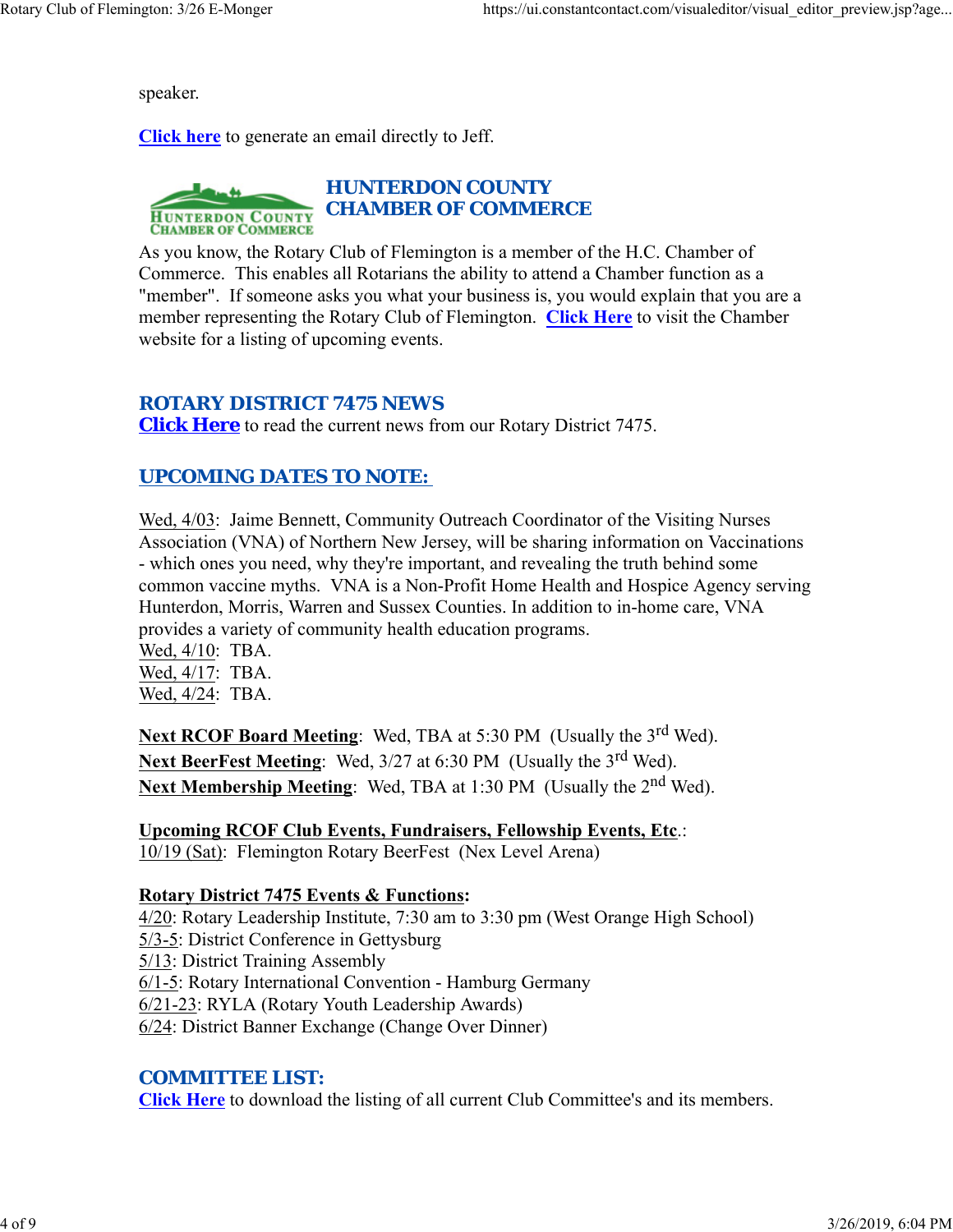speaker.

Click here to generate an email directly to Jeff.

## HUNTERDON COUNTY CHAMBER OF COMMERCE

As you know, the Rotary Club of Flemington is a member of the H.C. Chamber of Commerce. This enables all Rotarians the ability to attend a Chamber function as a "member". If someone asks you what your business is, you would explain that you are a member representing the Rotary Club of Flemington. **Click Here** to visit the Chamber website for a listing of upcoming events.

## ROTARY DISTRICT 7475 NEWS

**Click Here** to read the current news from our Rotary District 7475.

## UPCOMING DATES TO NOTE:

Wed, 4/03: Jaime Bennett, Community Outreach Coordinator of the Visiting Nurses Association (VNA) of Northern New Jersey, will be sharing information on Vaccinations - which ones you need, why they're important, and revealing the truth behind some common vaccine myths. VNA is a Non-Profit Home Health and Hospice Agency serving Hunterdon, Morris, Warren and Sussex Counties. In addition to in-home care, VNA provides a variety of community health education programs.
Wed, 4/10: TBA.
Wed, 4/17: TBA.
Wed, 4/24: TBA.

**Next RCOF Board Meeting**: Wed, TBA at 5:30 PM (Usually the 3rd Wed).
**Next BeerFest Meeting**: Wed, 3/27 at 6:30 PM (Usually the 3rd Wed).
**Next Membership Meeting**: Wed, TBA at 1:30 PM (Usually the 2nd Wed).

**Upcoming RCOF Club Events, Fundraisers, Fellowship Events, Etc**.:
10/19 (Sat): Flemington Rotary BeerFest (Nex Level Arena)

**Rotary District 7475 Events & Functions:**
4/20: Rotary Leadership Institute, 7:30 am to 3:30 pm (West Orange High School)
5/3-5: District Conference in Gettysburg
5/13: District Training Assembly
6/1-5: Rotary International Convention - Hamburg Germany
6/21-23: RYLA (Rotary Youth Leadership Awards)
6/24: District Banner Exchange (Change Over Dinner)

## COMMITTEE LIST:

Click Here to download the listing of all current Club Committee's and its members.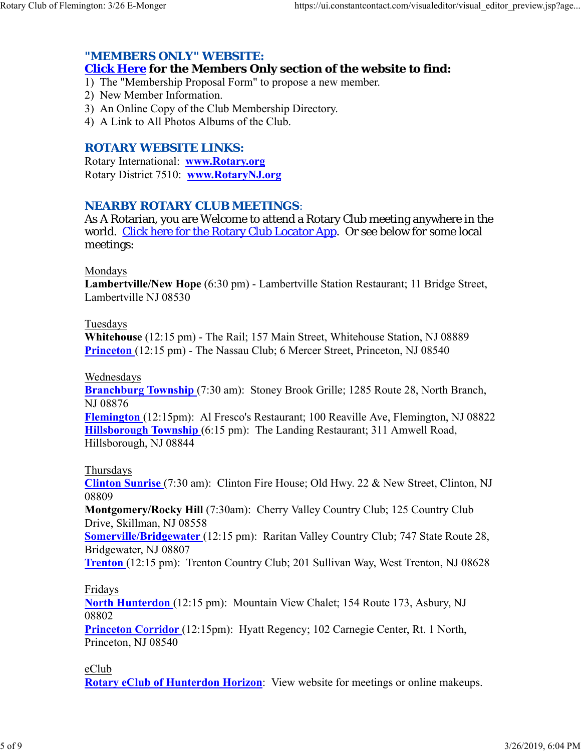## "MEMBERS ONLY" WEBSITE:

**Click Here for the Members Only section of the website to find:**

1) The "Membership Proposal Form" to propose a new member.
2) New Member Information.
3) An Online Copy of the Club Membership Directory.
4) A Link to All Photos Albums of the Club.

## ROTARY WEBSITE LINKS:

Rotary International: **www.Rotary.org**
Rotary District 7510: **www.RotaryNJ.org**

## NEARBY ROTARY CLUB MEETINGS:

As A Rotarian, you are Welcome to attend a Rotary Club meeting anywhere in the world. Click here for the Rotary Club Locator App. Or see below for some local meetings:

Mondays
**Lambertville/New Hope** (6:30 pm) - Lambertville Station Restaurant; 11 Bridge Street, Lambertville NJ 08530

Tuesdays
**Whitehouse** (12:15 pm) - The Rail; 157 Main Street, Whitehouse Station, NJ 08889
**Princeton** (12:15 pm) - The Nassau Club; 6 Mercer Street, Princeton, NJ 08540

Wednesdays
**Branchburg Township** (7:30 am): Stoney Brook Grille; 1285 Route 28, North Branch, NJ 08876
**Flemington** (12:15pm): Al Fresco's Restaurant; 100 Reaville Ave, Flemington, NJ 08822
**Hillsborough Township** (6:15 pm): The Landing Restaurant; 311 Amwell Road, Hillsborough, NJ 08844

Thursdays
**Clinton Sunrise** (7:30 am): Clinton Fire House; Old Hwy. 22 & New Street, Clinton, NJ 08809
**Montgomery/Rocky Hill** (7:30am): Cherry Valley Country Club; 125 Country Club Drive, Skillman, NJ 08558
**Somerville/Bridgewater** (12:15 pm): Raritan Valley Country Club; 747 State Route 28, Bridgewater, NJ 08807
**Trenton** (12:15 pm): Trenton Country Club; 201 Sullivan Way, West Trenton, NJ 08628

Fridays
**North Hunterdon** (12:15 pm): Mountain View Chalet; 154 Route 173, Asbury, NJ 08802
**Princeton Corridor** (12:15pm): Hyatt Regency; 102 Carnegie Center, Rt. 1 North, Princeton, NJ 08540

eClub
**Rotary eClub of Hunterdon Horizon**: View website for meetings or online makeups.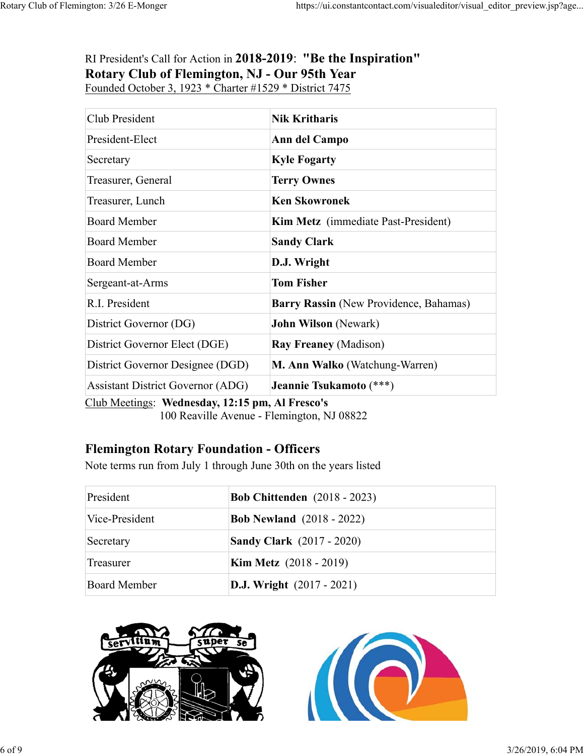RI President's Call for Action in **2018-2019**: **"Be the Inspiration"**

**Rotary Club of Flemington, NJ - Our 95th Year**

Founded October 3, 1923 * Charter #1529 * District 7475

| | |
|---|---|
| Club President | **Nik Kritharis** |
| President-Elect | **Ann del Campo** |
| Secretary | **Kyle Fogarty** |
| Treasurer, General | **Terry Ownes** |
| Treasurer, Lunch | **Ken Skowronek** |
| Board Member | **Kim Metz** (immediate Past-President) |
| Board Member | **Sandy Clark** |
| Board Member | **D.J. Wright** |
| Sergeant-at-Arms | **Tom Fisher** |
| R.I. President | **Barry Rassin** (New Providence, Bahamas) |
| District Governor (DG) | **John Wilson** (Newark) |
| District Governor Elect (DGE) | **Ray Freaney** (Madison) |
| District Governor Designee (DGD) | **M. Ann Walko** (Watchung-Warren) |
| Assistant District Governor (ADG) | **Jeannie Tsukamoto** (***) |

Club Meetings: **Wednesday, 12:15 pm, Al Fresco's**
100 Reaville Avenue - Flemington, NJ 08822

## Flemington Rotary Foundation - Officers

Note terms run from July 1 through June 30th on the years listed

| | |
|---|---|
| President | **Bob Chittenden** (2018 - 2023) |
| Vice-President | **Bob Newland** (2018 - 2022) |
| Secretary | **Sandy Clark** (2017 - 2020) |
| Treasurer | **Kim Metz** (2018 - 2019) |
| Board Member | **D.J. Wright** (2017 - 2021) |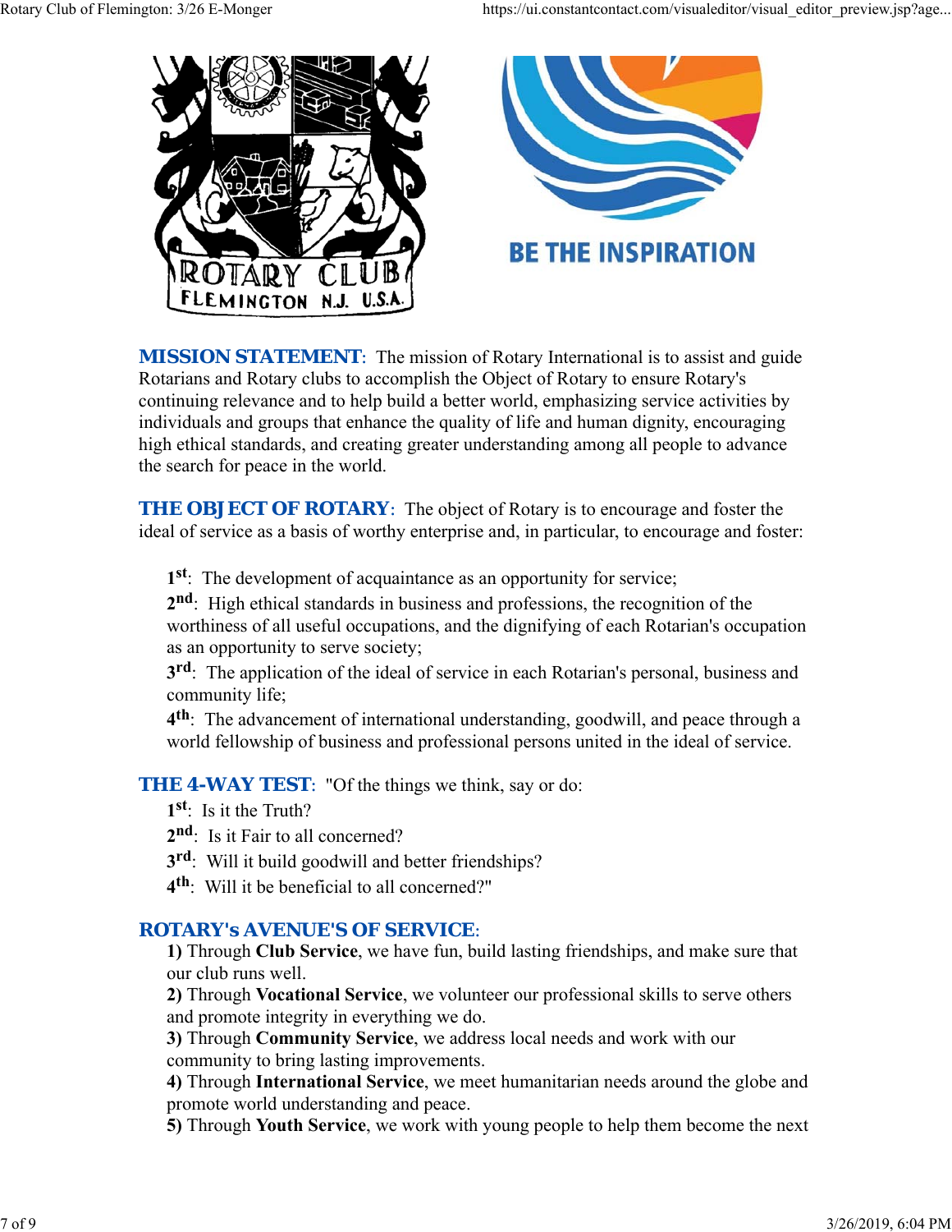**MISSION STATEMENT**: The mission of Rotary International is to assist and guide Rotarians and Rotary clubs to accomplish the Object of Rotary to ensure Rotary's continuing relevance and to help build a better world, emphasizing service activities by individuals and groups that enhance the quality of life and human dignity, encouraging high ethical standards, and creating greater understanding among all people to advance the search for peace in the world.

**THE OBJECT OF ROTARY**: The object of Rotary is to encourage and foster the ideal of service as a basis of worthy enterprise and, in particular, to encourage and foster:

> **1st**: The development of acquaintance as an opportunity for service;
> **2nd**: High ethical standards in business and professions, the recognition of the worthiness of all useful occupations, and the dignifying of each Rotarian's occupation as an opportunity to serve society;
> **3rd**: The application of the ideal of service in each Rotarian's personal, business and community life;
> **4th**: The advancement of international understanding, goodwill, and peace through a world fellowship of business and professional persons united in the ideal of service.

**THE 4-WAY TEST**: "Of the things we think, say or do:

> **1st**: Is it the Truth?
> **2nd**: Is it Fair to all concerned?
> **3rd**: Will it build goodwill and better friendships?
> **4th**: Will it be beneficial to all concerned?"

**ROTARY's AVENUE'S OF SERVICE**:

> **1)** Through **Club Service**, we have fun, build lasting friendships, and make sure that our club runs well.
> **2)** Through **Vocational Service**, we volunteer our professional skills to serve others and promote integrity in everything we do.
> **3)** Through **Community Service**, we address local needs and work with our community to bring lasting improvements.
> **4)** Through **International Service**, we meet humanitarian needs around the globe and promote world understanding and peace.
> **5)** Through **Youth Service**, we work with young people to help them become the next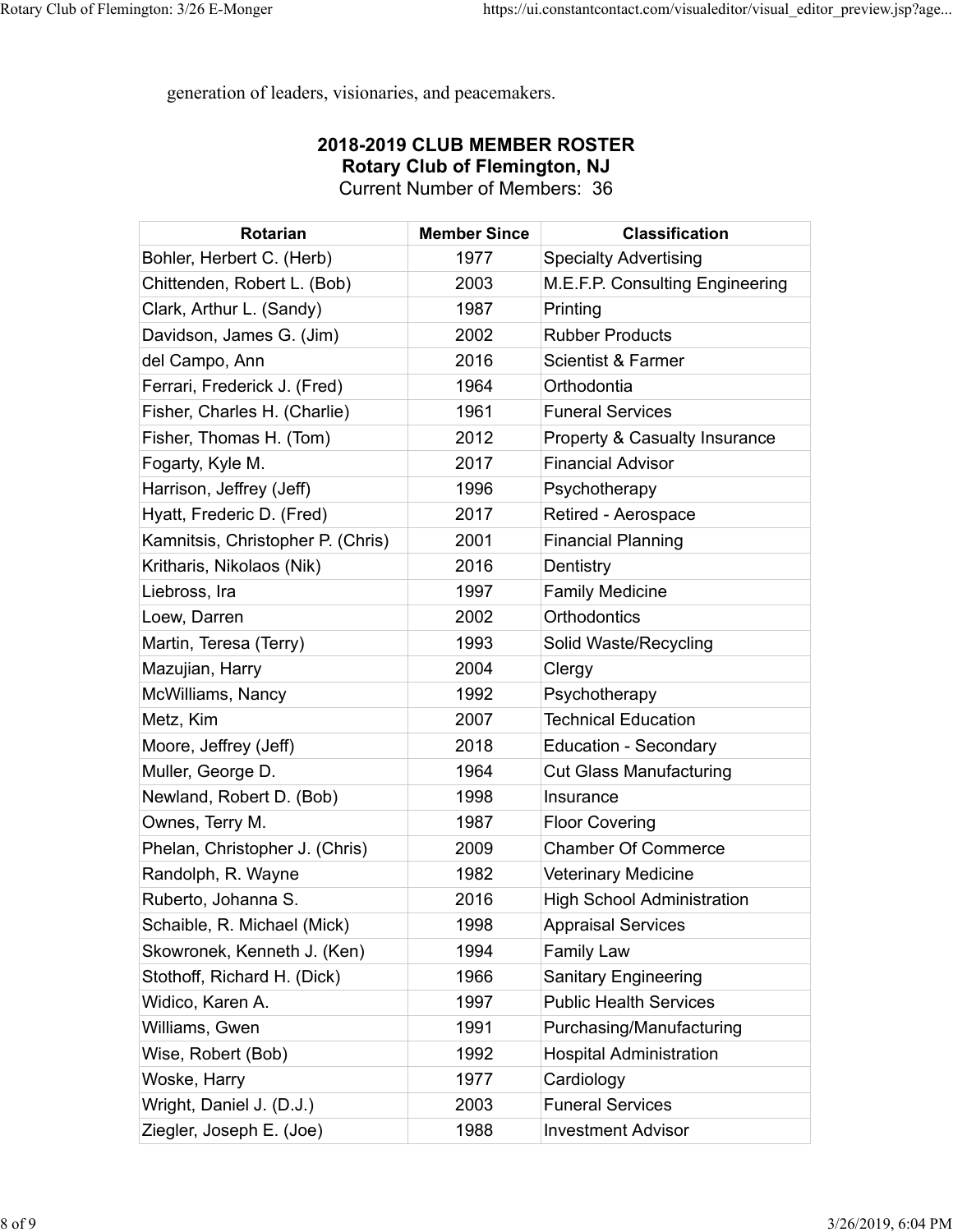generation of leaders, visionaries, and peacemakers.

## 2018-2019 CLUB MEMBER ROSTER

### Rotary Club of Flemington, NJ

Current Number of Members: 36

| Rotarian | Member Since | Classification |
|---|---|---|
| Bohler, Herbert C. (Herb) | 1977 | Specialty Advertising |
| Chittenden, Robert L. (Bob) | 2003 | M.E.F.P. Consulting Engineering |
| Clark, Arthur L. (Sandy) | 1987 | Printing |
| Davidson, James G. (Jim) | 2002 | Rubber Products |
| del Campo, Ann | 2016 | Scientist & Farmer |
| Ferrari, Frederick J. (Fred) | 1964 | Orthodontia |
| Fisher, Charles H. (Charlie) | 1961 | Funeral Services |
| Fisher, Thomas H. (Tom) | 2012 | Property & Casualty Insurance |
| Fogarty, Kyle M. | 2017 | Financial Advisor |
| Harrison, Jeffrey (Jeff) | 1996 | Psychotherapy |
| Hyatt, Frederic D. (Fred) | 2017 | Retired - Aerospace |
| Kamnitsis, Christopher P. (Chris) | 2001 | Financial Planning |
| Kritharis, Nikolaos (Nik) | 2016 | Dentistry |
| Liebross, Ira | 1997 | Family Medicine |
| Loew, Darren | 2002 | Orthodontics |
| Martin, Teresa (Terry) | 1993 | Solid Waste/Recycling |
| Mazujian, Harry | 2004 | Clergy |
| McWilliams, Nancy | 1992 | Psychotherapy |
| Metz, Kim | 2007 | Technical Education |
| Moore, Jeffrey (Jeff) | 2018 | Education - Secondary |
| Muller, George D. | 1964 | Cut Glass Manufacturing |
| Newland, Robert D. (Bob) | 1998 | Insurance |
| Ownes, Terry M. | 1987 | Floor Covering |
| Phelan, Christopher J. (Chris) | 2009 | Chamber Of Commerce |
| Randolph, R. Wayne | 1982 | Veterinary Medicine |
| Ruberto, Johanna S. | 2016 | High School Administration |
| Schaible, R. Michael (Mick) | 1998 | Appraisal Services |
| Skowronek, Kenneth J. (Ken) | 1994 | Family Law |
| Stothoff, Richard H. (Dick) | 1966 | Sanitary Engineering |
| Widico, Karen A. | 1997 | Public Health Services |
| Williams, Gwen | 1991 | Purchasing/Manufacturing |
| Wise, Robert (Bob) | 1992 | Hospital Administration |
| Woske, Harry | 1977 | Cardiology |
| Wright, Daniel J. (D.J.) | 2003 | Funeral Services |
| Ziegler, Joseph E. (Joe) | 1988 | Investment Advisor |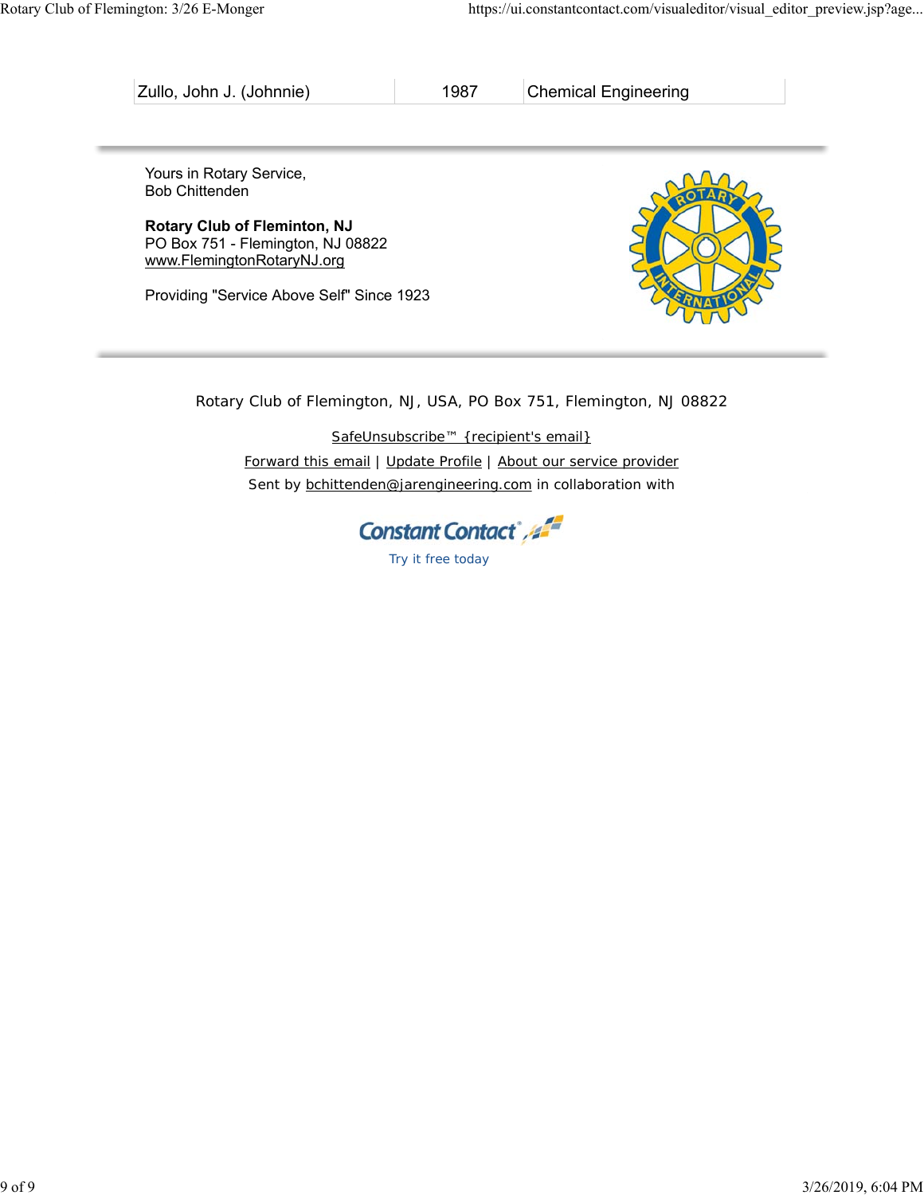| | | |
|---|---|---|
| Zullo, John J. (Johnnie) | 1987 | Chemical Engineering |

Yours in Rotary Service,
Bob Chittenden

**Rotary Club of Fleminton, NJ**
PO Box 751 - Flemington, NJ 08822
www.FlemingtonRotaryNJ.org

Providing "Service Above Self" Since 1923

Rotary Club of Flemington, NJ, USA, PO Box 751, Flemington, NJ 08822

SafeUnsubscribe™ {recipient's email}

Forward this email | Update Profile | About our service provider

Sent by bchittenden@jarengineering.com in collaboration with

Constant Contact

Try it free today